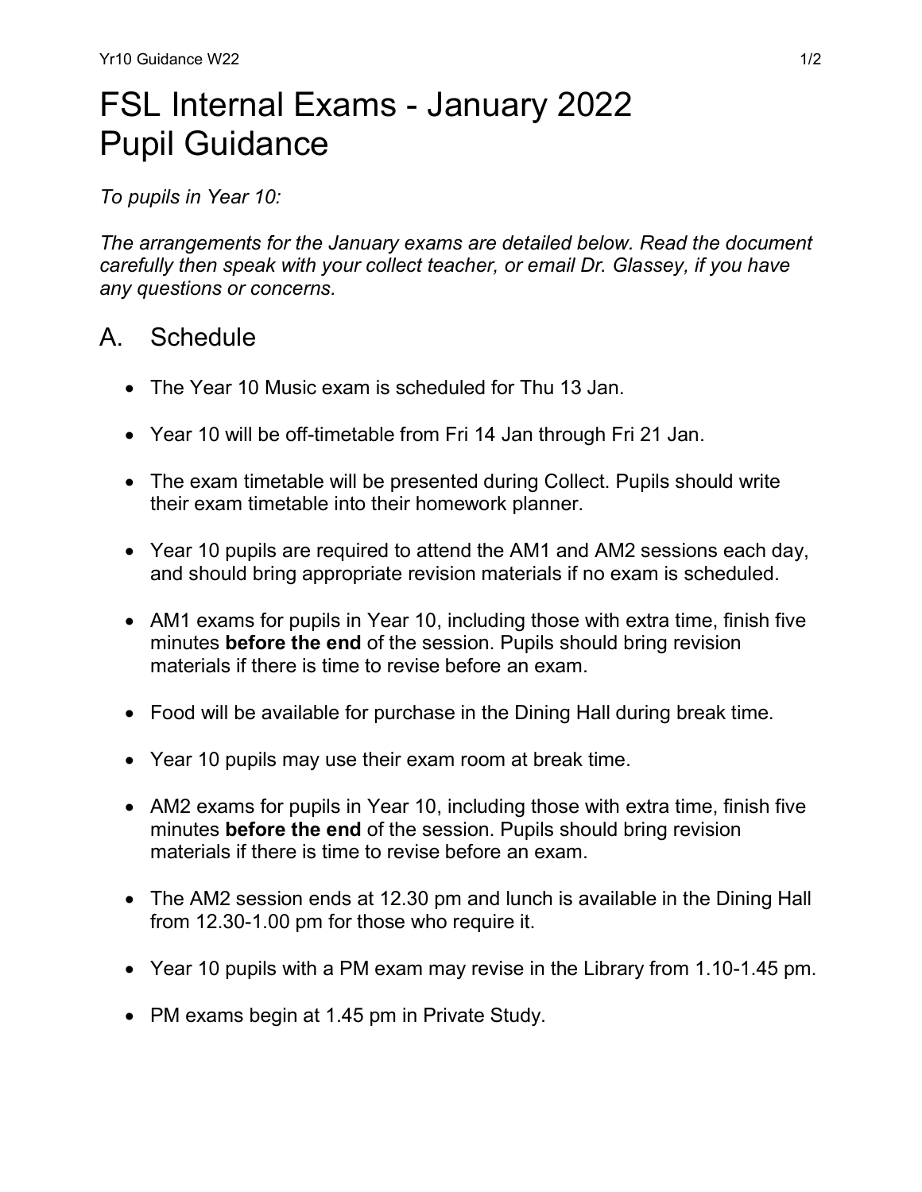# FSL Internal Exams - January 2022 Pupil Guidance

*To pupils in Year 10:*

*The arrangements for the January exams are detailed below. Read the document carefully then speak with your collect teacher, or email Dr. Glassey, if you have any questions or concerns.*

## A. Schedule

- The Year 10 Music exam is scheduled for Thu 13 Jan.
- Year 10 will be off-timetable from Fri 14 Jan through Fri 21 Jan.
- The exam timetable will be presented during Collect. Pupils should write their exam timetable into their homework planner.
- Year 10 pupils are required to attend the AM1 and AM2 sessions each day, and should bring appropriate revision materials if no exam is scheduled.
- AM1 exams for pupils in Year 10, including those with extra time, finish five minutes **before the end** of the session. Pupils should bring revision materials if there is time to revise before an exam.
- Food will be available for purchase in the Dining Hall during break time.
- Year 10 pupils may use their exam room at break time.
- AM2 exams for pupils in Year 10, including those with extra time, finish five minutes **before the end** of the session. Pupils should bring revision materials if there is time to revise before an exam.
- The AM2 session ends at 12.30 pm and lunch is available in the Dining Hall from 12.30-1.00 pm for those who require it.
- Year 10 pupils with a PM exam may revise in the Library from 1.10-1.45 pm.
- PM exams begin at 1.45 pm in Private Study.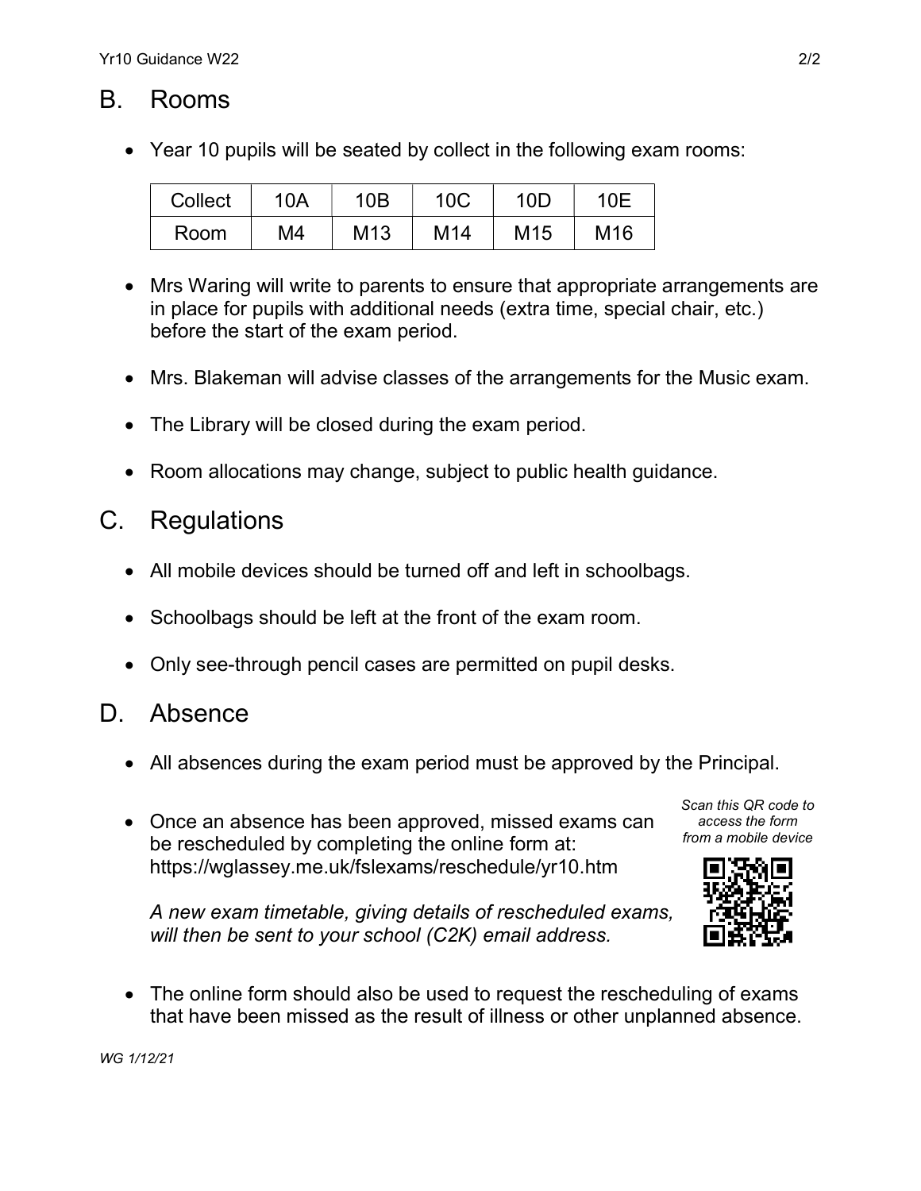## B. Rooms

- Year 10 pupils will be seated by collect in the following exam rooms:

| Collect | 10A | 10B | 10C | 10D | 10E |
|---|---|---|---|---|---|
| Room | M4 | M13 | M14 | M15 | M16 |

- Mrs Waring will write to parents to ensure that appropriate arrangements are in place for pupils with additional needs (extra time, special chair, etc.) before the start of the exam period.

- Mrs. Blakeman will advise classes of the arrangements for the Music exam.

- The Library will be closed during the exam period.

- Room allocations may change, subject to public health guidance.

## C. Regulations

- All mobile devices should be turned off and left in schoolbags.

- Schoolbags should be left at the front of the exam room.

- Only see-through pencil cases are permitted on pupil desks.

## D. Absence

- All absences during the exam period must be approved by the Principal.

- Once an absence has been approved, missed exams can be rescheduled by completing the online form at: https://wglassey.me.uk/fslexams/reschedule/yr10.htm

  *A new exam timetable, giving details of rescheduled exams, will then be sent to your school (C2K) email address.*

*Scan this QR code to access the form from a mobile device*

- The online form should also be used to request the rescheduling of exams that have been missed as the result of illness or other unplanned absence.

*WG 1/12/21*